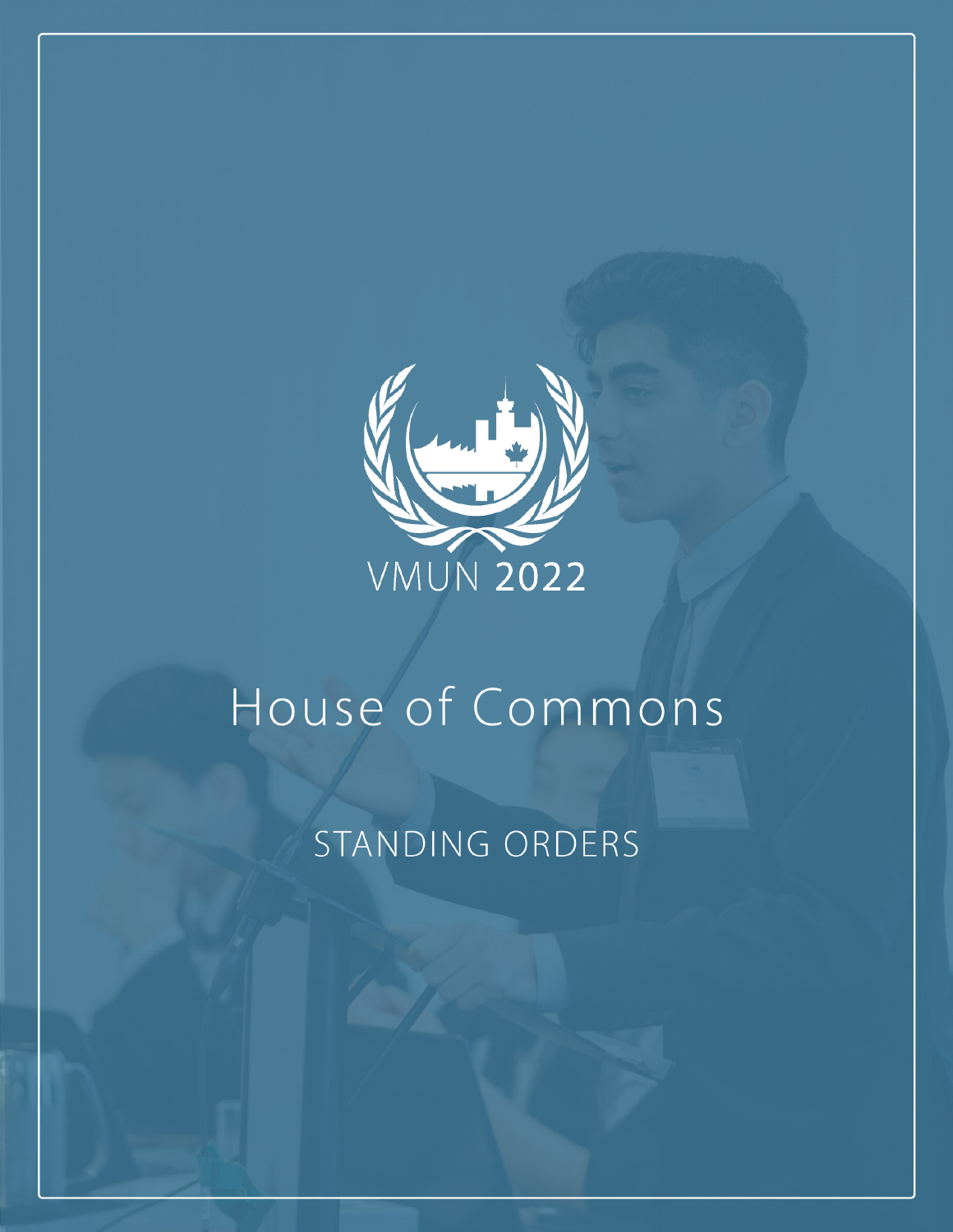VMUN 2022

# House of Commons

## STANDING ORDERS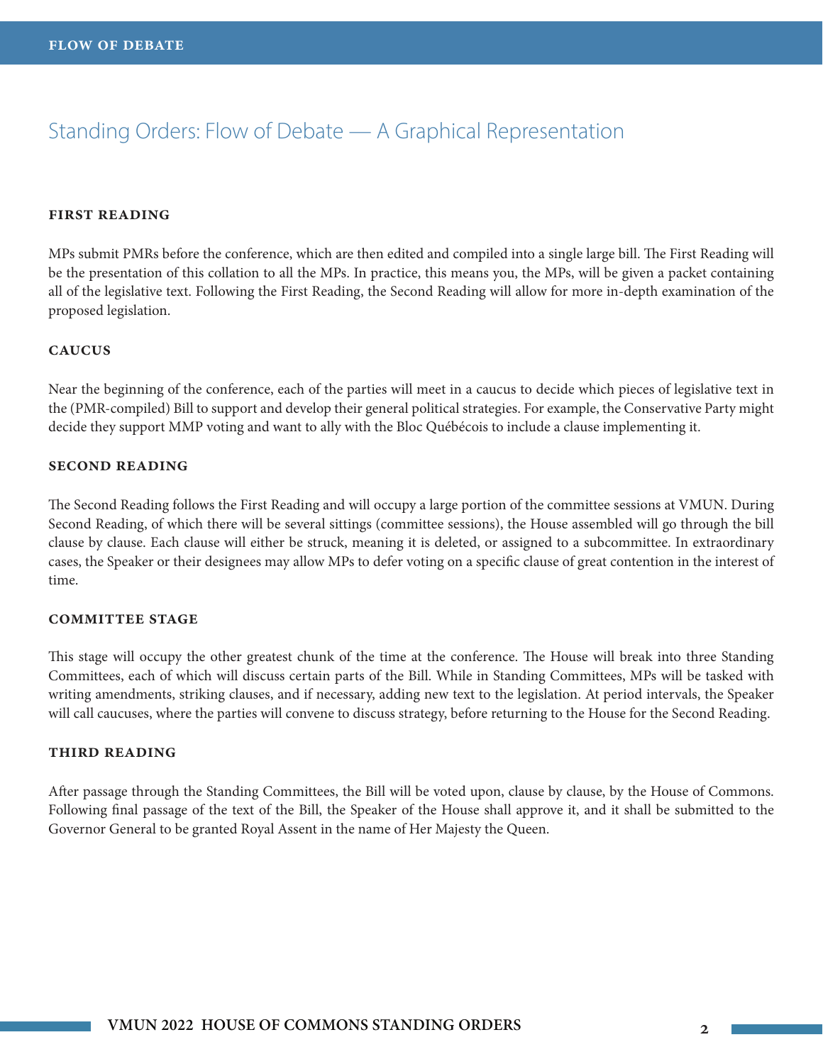# Standing Orders: Flow of Debate — A Graphical Representation

### FIRST READING

MPs submit PMRs before the conference, which are then edited and compiled into a single large bill. The First Reading will be the presentation of this collation to all the MPs. In practice, this means you, the MPs, will be given a packet containing all of the legislative text. Following the First Reading, the Second Reading will allow for more in-depth examination of the proposed legislation.

### CAUCUS

Near the beginning of the conference, each of the parties will meet in a caucus to decide which pieces of legislative text in the (PMR-compiled) Bill to support and develop their general political strategies. For example, the Conservative Party might decide they support MMP voting and want to ally with the Bloc Québécois to include a clause implementing it.

### SECOND READING

The Second Reading follows the First Reading and will occupy a large portion of the committee sessions at VMUN. During Second Reading, of which there will be several sittings (committee sessions), the House assembled will go through the bill clause by clause. Each clause will either be struck, meaning it is deleted, or assigned to a subcommittee. In extraordinary cases, the Speaker or their designees may allow MPs to defer voting on a specific clause of great contention in the interest of time.

### COMMITTEE STAGE

This stage will occupy the other greatest chunk of the time at the conference. The House will break into three Standing Committees, each of which will discuss certain parts of the Bill. While in Standing Committees, MPs will be tasked with writing amendments, striking clauses, and if necessary, adding new text to the legislation. At period intervals, the Speaker will call caucuses, where the parties will convene to discuss strategy, before returning to the House for the Second Reading.

### THIRD READING

After passage through the Standing Committees, the Bill will be voted upon, clause by clause, by the House of Commons. Following final passage of the text of the Bill, the Speaker of the House shall approve it, and it shall be submitted to the Governor General to be granted Royal Assent in the name of Her Majesty the Queen.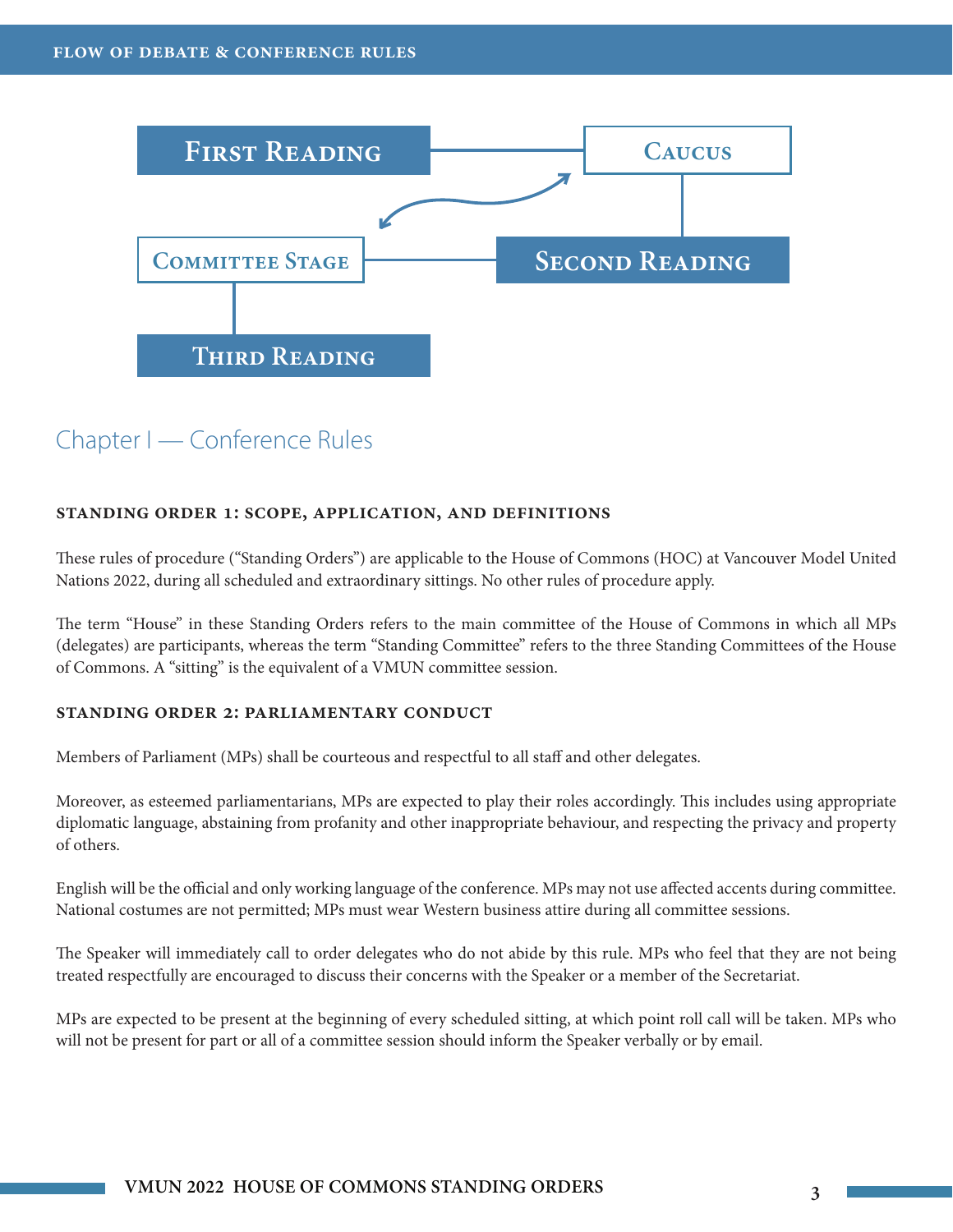First Reading

Caucus

Committee Stage

Second Reading

Third Reading

## Chapter I — Conference Rules

### STANDING ORDER 1: SCOPE, APPLICATION, AND DEFINITIONS

These rules of procedure ("Standing Orders") are applicable to the House of Commons (HOC) at Vancouver Model United Nations 2022, during all scheduled and extraordinary sittings. No other rules of procedure apply.

The term "House" in these Standing Orders refers to the main committee of the House of Commons in which all MPs (delegates) are participants, whereas the term "Standing Committee" refers to the three Standing Committees of the House of Commons. A "sitting" is the equivalent of a VMUN committee session.

### STANDING ORDER 2: PARLIAMENTARY CONDUCT

Members of Parliament (MPs) shall be courteous and respectful to all staff and other delegates.

Moreover, as esteemed parliamentarians, MPs are expected to play their roles accordingly. This includes using appropriate diplomatic language, abstaining from profanity and other inappropriate behaviour, and respecting the privacy and property of others.

English will be the official and only working language of the conference. MPs may not use affected accents during committee. National costumes are not permitted; MPs must wear Western business attire during all committee sessions.

The Speaker will immediately call to order delegates who do not abide by this rule. MPs who feel that they are not being treated respectfully are encouraged to discuss their concerns with the Speaker or a member of the Secretariat.

MPs are expected to be present at the beginning of every scheduled sitting, at which point roll call will be taken. MPs who will not be present for part or all of a committee session should inform the Speaker verbally or by email.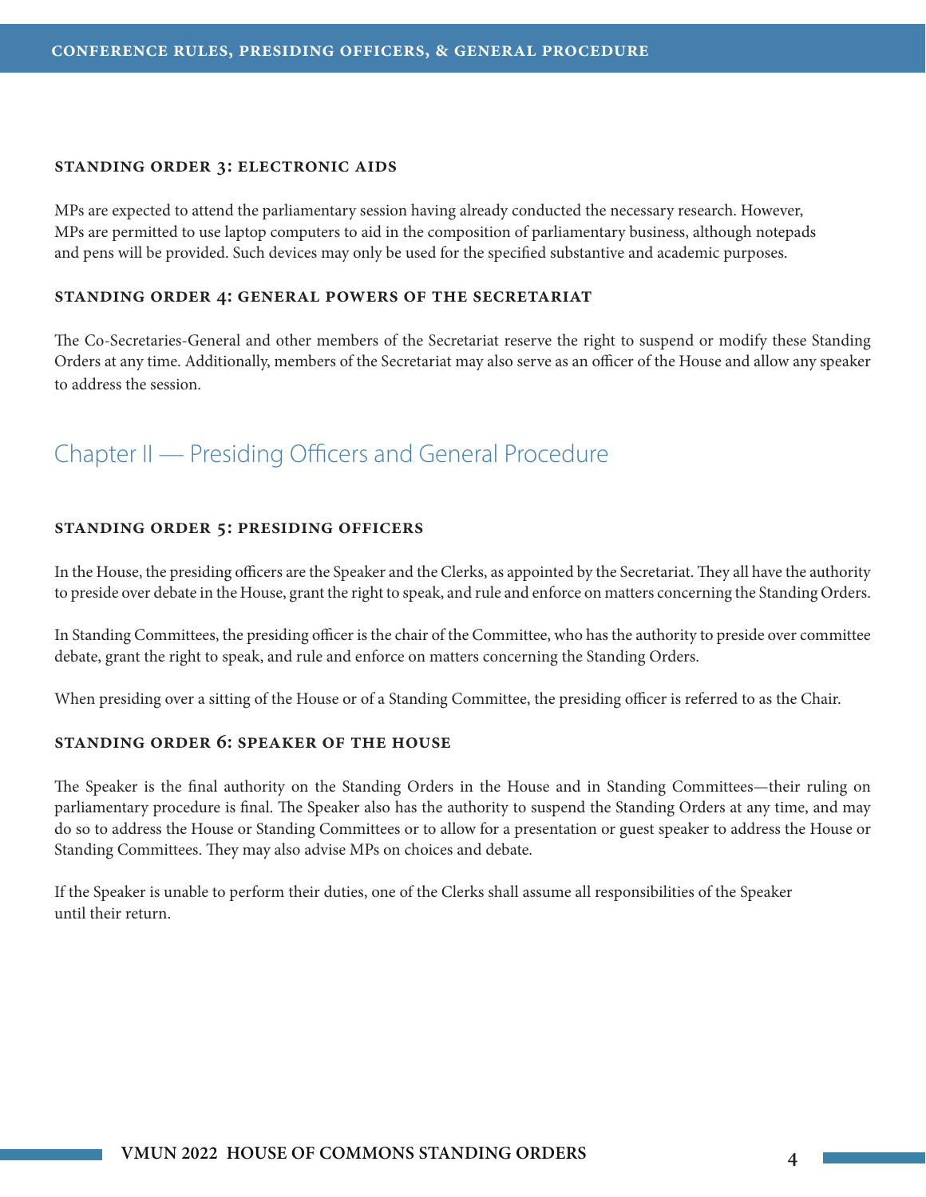### STANDING ORDER 3: ELECTRONIC AIDS

MPs are expected to attend the parliamentary session having already conducted the necessary research. However, MPs are permitted to use laptop computers to aid in the composition of parliamentary business, although notepads and pens will be provided. Such devices may only be used for the specified substantive and academic purposes.

### STANDING ORDER 4: GENERAL POWERS OF THE SECRETARIAT

The Co-Secretaries-General and other members of the Secretariat reserve the right to suspend or modify these Standing Orders at any time. Additionally, members of the Secretariat may also serve as an officer of the House and allow any speaker to address the session.

## Chapter II — Presiding Officers and General Procedure

### STANDING ORDER 5: PRESIDING OFFICERS

In the House, the presiding officers are the Speaker and the Clerks, as appointed by the Secretariat. They all have the authority to preside over debate in the House, grant the right to speak, and rule and enforce on matters concerning the Standing Orders.

In Standing Committees, the presiding officer is the chair of the Committee, who has the authority to preside over committee debate, grant the right to speak, and rule and enforce on matters concerning the Standing Orders.

When presiding over a sitting of the House or of a Standing Committee, the presiding officer is referred to as the Chair.

### STANDING ORDER 6: SPEAKER OF THE HOUSE

The Speaker is the final authority on the Standing Orders in the House and in Standing Committees—their ruling on parliamentary procedure is final. The Speaker also has the authority to suspend the Standing Orders at any time, and may do so to address the House or Standing Committees or to allow for a presentation or guest speaker to address the House or Standing Committees. They may also advise MPs on choices and debate.

If the Speaker is unable to perform their duties, one of the Clerks shall assume all responsibilities of the Speaker until their return.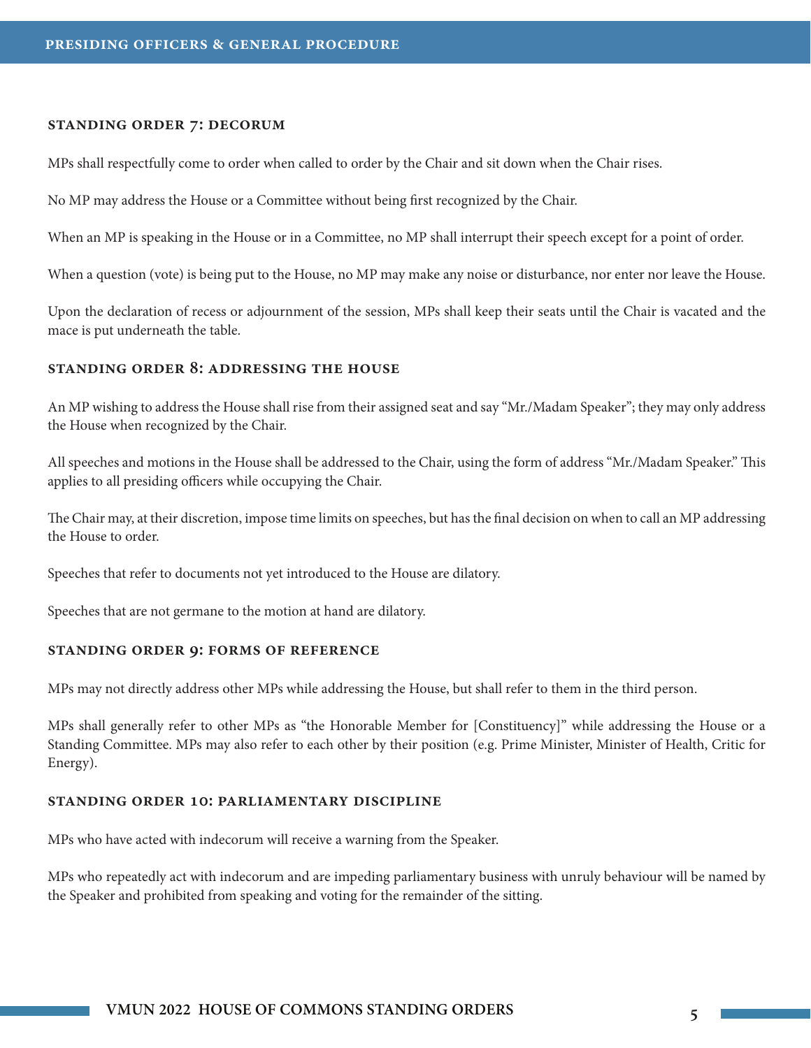### STANDING ORDER 7: DECORUM

MPs shall respectfully come to order when called to order by the Chair and sit down when the Chair rises.

No MP may address the House or a Committee without being first recognized by the Chair.

When an MP is speaking in the House or in a Committee, no MP shall interrupt their speech except for a point of order.

When a question (vote) is being put to the House, no MP may make any noise or disturbance, nor enter nor leave the House.

Upon the declaration of recess or adjournment of the session, MPs shall keep their seats until the Chair is vacated and the mace is put underneath the table.

### STANDING ORDER 8: ADDRESSING THE HOUSE

An MP wishing to address the House shall rise from their assigned seat and say "Mr./Madam Speaker"; they may only address the House when recognized by the Chair.

All speeches and motions in the House shall be addressed to the Chair, using the form of address "Mr./Madam Speaker." This applies to all presiding officers while occupying the Chair.

The Chair may, at their discretion, impose time limits on speeches, but has the final decision on when to call an MP addressing the House to order.

Speeches that refer to documents not yet introduced to the House are dilatory.

Speeches that are not germane to the motion at hand are dilatory.

### STANDING ORDER 9: FORMS OF REFERENCE

MPs may not directly address other MPs while addressing the House, but shall refer to them in the third person.

MPs shall generally refer to other MPs as "the Honorable Member for [Constituency]" while addressing the House or a Standing Committee. MPs may also refer to each other by their position (e.g. Prime Minister, Minister of Health, Critic for Energy).

### STANDING ORDER 10: PARLIAMENTARY DISCIPLINE

MPs who have acted with indecorum will receive a warning from the Speaker.

MPs who repeatedly act with indecorum and are impeding parliamentary business with unruly behaviour will be named by the Speaker and prohibited from speaking and voting for the remainder of the sitting.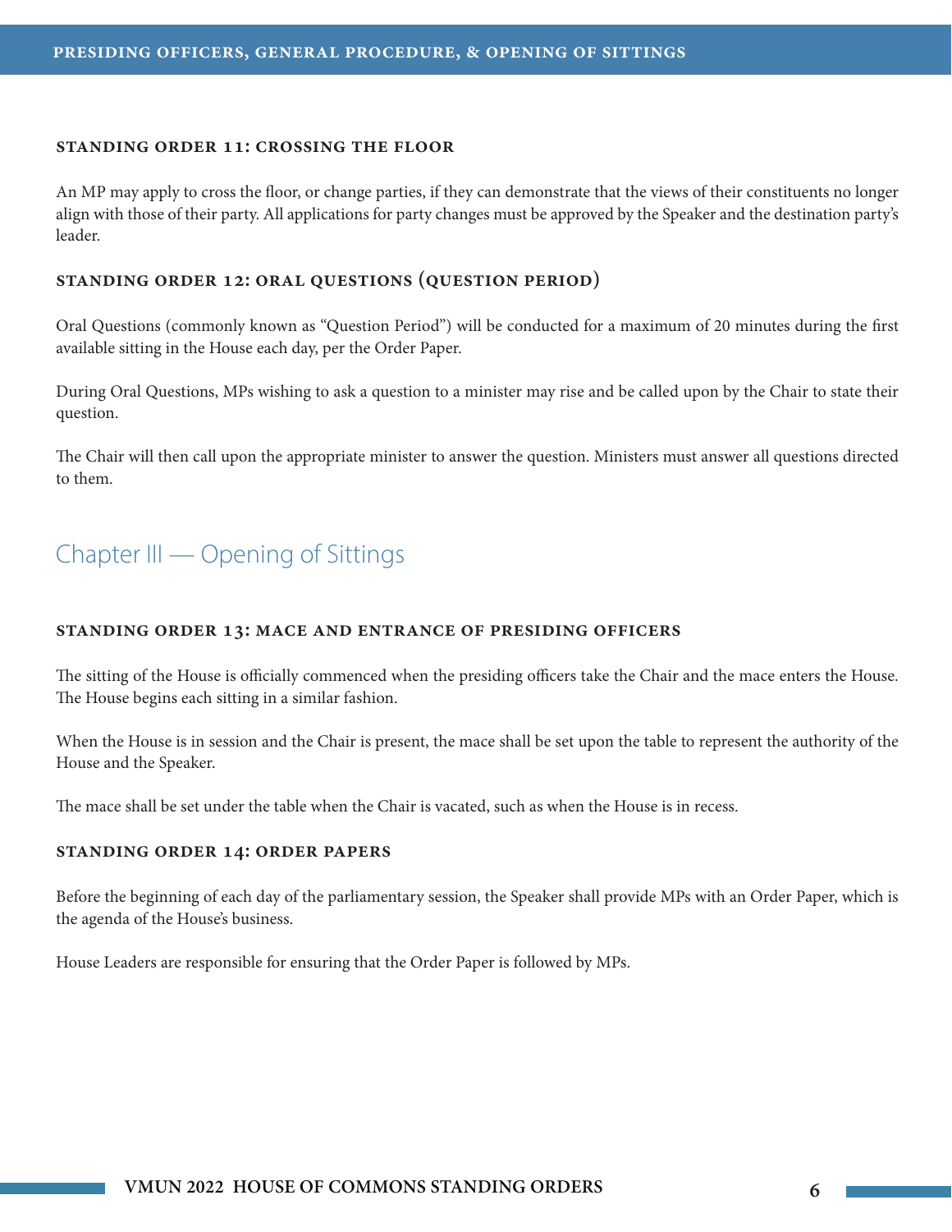### STANDING ORDER 11: CROSSING THE FLOOR

An MP may apply to cross the floor, or change parties, if they can demonstrate that the views of their constituents no longer align with those of their party. All applications for party changes must be approved by the Speaker and the destination party's leader.

### STANDING ORDER 12: ORAL QUESTIONS (QUESTION PERIOD)

Oral Questions (commonly known as "Question Period") will be conducted for a maximum of 20 minutes during the first available sitting in the House each day, per the Order Paper.

During Oral Questions, MPs wishing to ask a question to a minister may rise and be called upon by the Chair to state their question.

The Chair will then call upon the appropriate minister to answer the question. Ministers must answer all questions directed to them.

## Chapter III — Opening of Sittings

### STANDING ORDER 13: MACE AND ENTRANCE OF PRESIDING OFFICERS

The sitting of the House is officially commenced when the presiding officers take the Chair and the mace enters the House. The House begins each sitting in a similar fashion.

When the House is in session and the Chair is present, the mace shall be set upon the table to represent the authority of the House and the Speaker.

The mace shall be set under the table when the Chair is vacated, such as when the House is in recess.

### STANDING ORDER 14: ORDER PAPERS

Before the beginning of each day of the parliamentary session, the Speaker shall provide MPs with an Order Paper, which is the agenda of the House's business.

House Leaders are responsible for ensuring that the Order Paper is followed by MPs.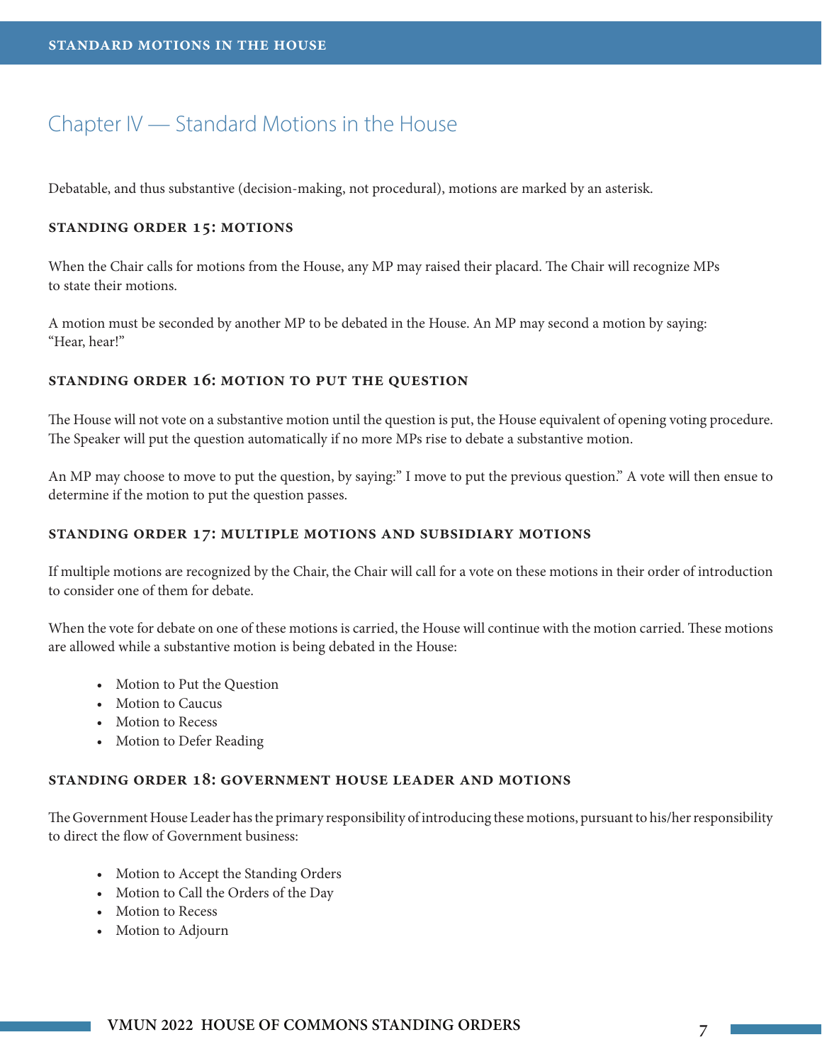# Chapter IV — Standard Motions in the House

Debatable, and thus substantive (decision-making, not procedural), motions are marked by an asterisk.

### STANDING ORDER 15: MOTIONS

When the Chair calls for motions from the House, any MP may raised their placard. The Chair will recognize MPs to state their motions.

A motion must be seconded by another MP to be debated in the House. An MP may second a motion by saying: "Hear, hear!"

### STANDING ORDER 16: MOTION TO PUT THE QUESTION

The House will not vote on a substantive motion until the question is put, the House equivalent of opening voting procedure. The Speaker will put the question automatically if no more MPs rise to debate a substantive motion.

An MP may choose to move to put the question, by saying:" I move to put the previous question." A vote will then ensue to determine if the motion to put the question passes.

### STANDING ORDER 17: MULTIPLE MOTIONS AND SUBSIDIARY MOTIONS

If multiple motions are recognized by the Chair, the Chair will call for a vote on these motions in their order of introduction to consider one of them for debate.

When the vote for debate on one of these motions is carried, the House will continue with the motion carried. These motions are allowed while a substantive motion is being debated in the House:

- Motion to Put the Question
- Motion to Caucus
- Motion to Recess
- Motion to Defer Reading

### STANDING ORDER 18: GOVERNMENT HOUSE LEADER AND MOTIONS

The Government House Leader has the primary responsibility of introducing these motions, pursuant to his/her responsibility to direct the flow of Government business:

- Motion to Accept the Standing Orders
- Motion to Call the Orders of the Day
- Motion to Recess
- Motion to Adjourn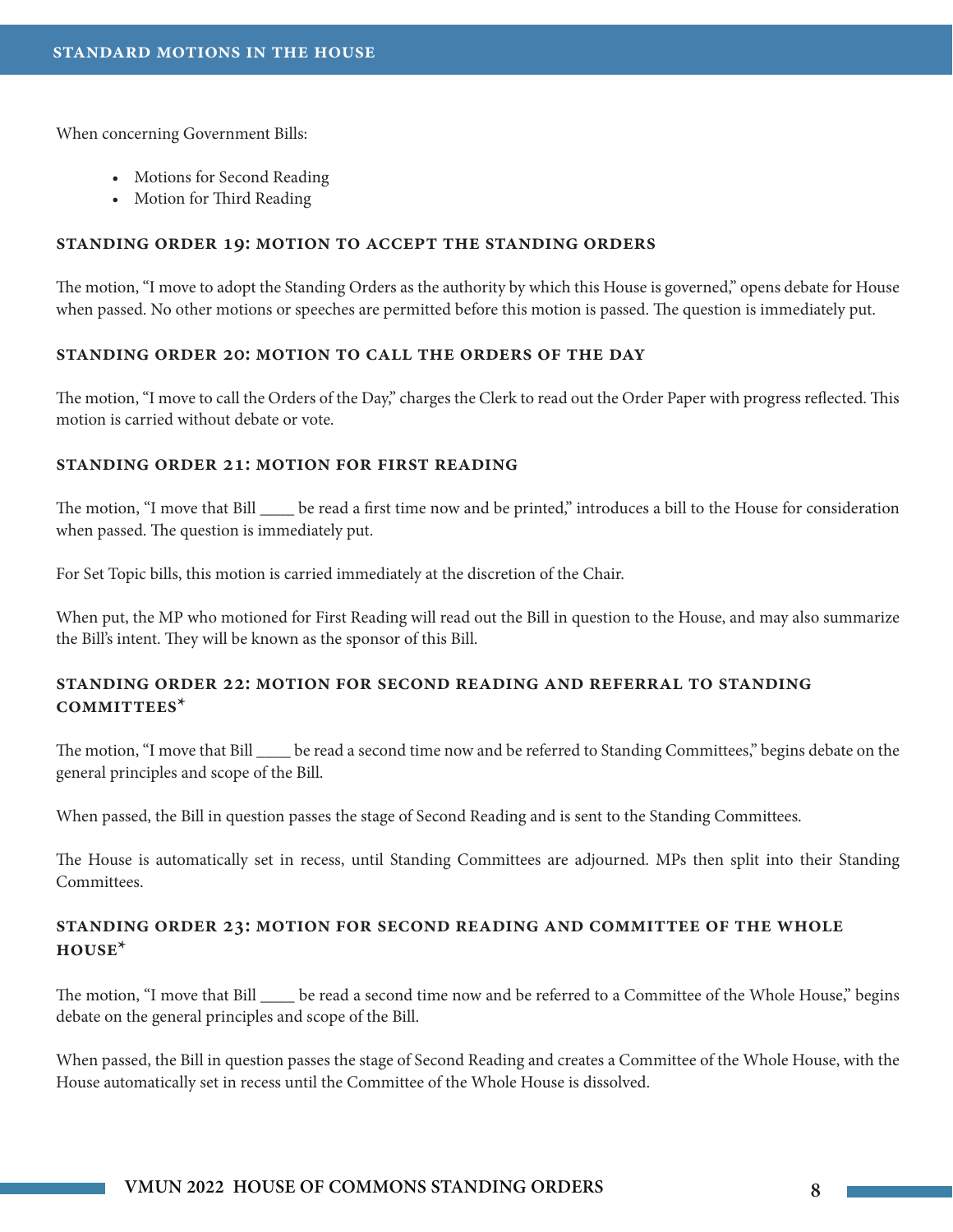When concerning Government Bills:

- Motions for Second Reading
- Motion for Third Reading

### STANDING ORDER 19: MOTION TO ACCEPT THE STANDING ORDERS

The motion, "I move to adopt the Standing Orders as the authority by which this House is governed," opens debate for House when passed. No other motions or speeches are permitted before this motion is passed. The question is immediately put.

### STANDING ORDER 20: MOTION TO CALL THE ORDERS OF THE DAY

The motion, "I move to call the Orders of the Day," charges the Clerk to read out the Order Paper with progress reflected. This motion is carried without debate or vote.

### STANDING ORDER 21: MOTION FOR FIRST READING

The motion, "I move that Bill ____ be read a first time now and be printed," introduces a bill to the House for consideration when passed. The question is immediately put.

For Set Topic bills, this motion is carried immediately at the discretion of the Chair.

When put, the MP who motioned for First Reading will read out the Bill in question to the House, and may also summarize the Bill's intent. They will be known as the sponsor of this Bill.

### STANDING ORDER 22: MOTION FOR SECOND READING AND REFERRAL TO STANDING COMMITTEES*

The motion, "I move that Bill ____ be read a second time now and be referred to Standing Committees," begins debate on the general principles and scope of the Bill.

When passed, the Bill in question passes the stage of Second Reading and is sent to the Standing Committees.

The House is automatically set in recess, until Standing Committees are adjourned. MPs then split into their Standing Committees.

### STANDING ORDER 23: MOTION FOR SECOND READING AND COMMITTEE OF THE WHOLE HOUSE*

The motion, "I move that Bill ____ be read a second time now and be referred to a Committee of the Whole House," begins debate on the general principles and scope of the Bill.

When passed, the Bill in question passes the stage of Second Reading and creates a Committee of the Whole House, with the House automatically set in recess until the Committee of the Whole House is dissolved.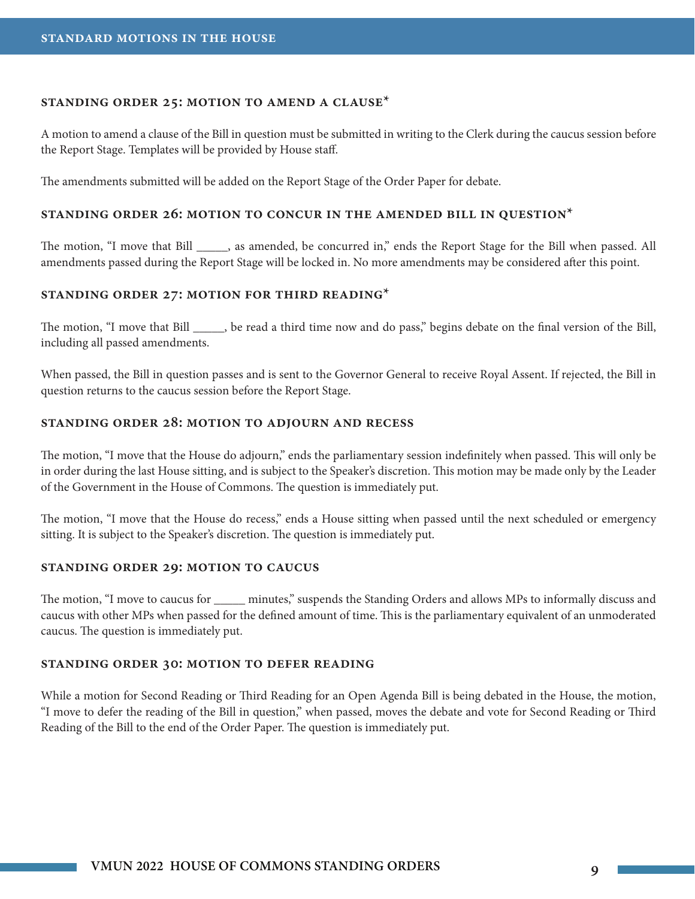## STANDING ORDER 25: MOTION TO AMEND A CLAUSE*

A motion to amend a clause of the Bill in question must be submitted in writing to the Clerk during the caucus session before the Report Stage. Templates will be provided by House staff.

The amendments submitted will be added on the Report Stage of the Order Paper for debate.

## STANDING ORDER 26: MOTION TO CONCUR IN THE AMENDED BILL IN QUESTION*

The motion, "I move that Bill _____, as amended, be concurred in," ends the Report Stage for the Bill when passed. All amendments passed during the Report Stage will be locked in. No more amendments may be considered after this point.

## STANDING ORDER 27: MOTION FOR THIRD READING*

The motion, "I move that Bill _____, be read a third time now and do pass," begins debate on the final version of the Bill, including all passed amendments.

When passed, the Bill in question passes and is sent to the Governor General to receive Royal Assent. If rejected, the Bill in question returns to the caucus session before the Report Stage.

## STANDING ORDER 28: MOTION TO ADJOURN AND RECESS

The motion, "I move that the House do adjourn," ends the parliamentary session indefinitely when passed. This will only be in order during the last House sitting, and is subject to the Speaker's discretion. This motion may be made only by the Leader of the Government in the House of Commons. The question is immediately put.

The motion, "I move that the House do recess," ends a House sitting when passed until the next scheduled or emergency sitting. It is subject to the Speaker's discretion. The question is immediately put.

## STANDING ORDER 29: MOTION TO CAUCUS

The motion, "I move to caucus for _____ minutes," suspends the Standing Orders and allows MPs to informally discuss and caucus with other MPs when passed for the defined amount of time. This is the parliamentary equivalent of an unmoderated caucus. The question is immediately put.

## STANDING ORDER 30: MOTION TO DEFER READING

While a motion for Second Reading or Third Reading for an Open Agenda Bill is being debated in the House, the motion, "I move to defer the reading of the Bill in question," when passed, moves the debate and vote for Second Reading or Third Reading of the Bill to the end of the Order Paper. The question is immediately put.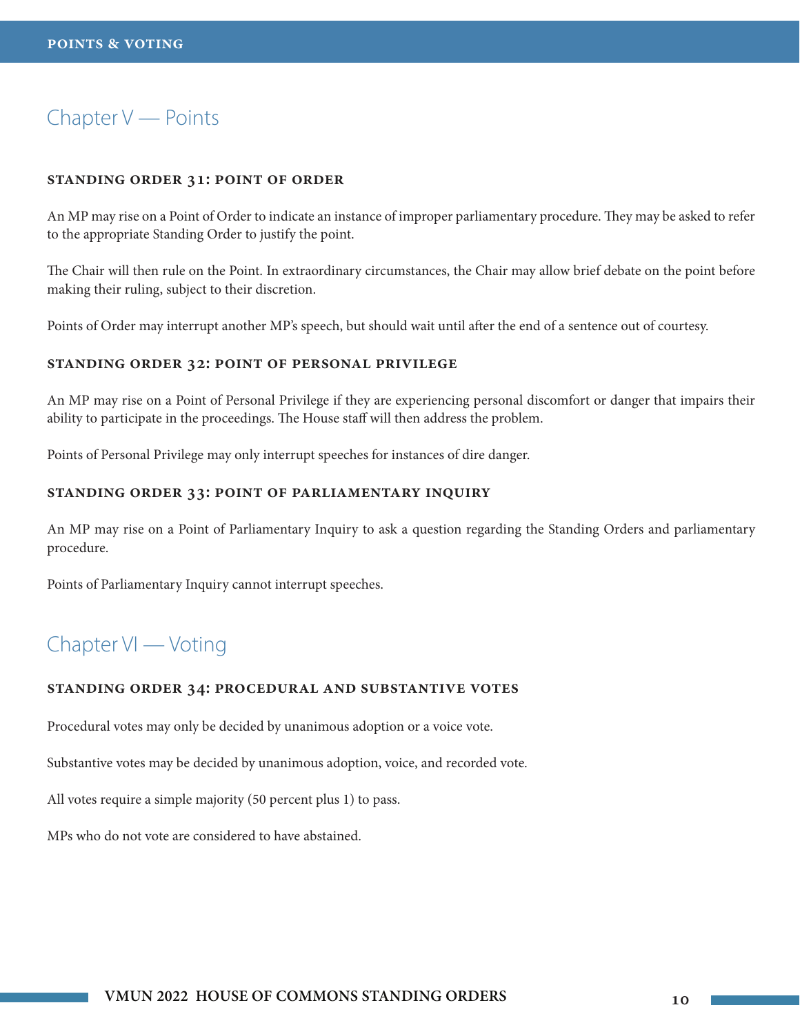## Chapter V — Points

### STANDING ORDER 31: POINT OF ORDER

An MP may rise on a Point of Order to indicate an instance of improper parliamentary procedure. They may be asked to refer to the appropriate Standing Order to justify the point.

The Chair will then rule on the Point. In extraordinary circumstances, the Chair may allow brief debate on the point before making their ruling, subject to their discretion.

Points of Order may interrupt another MP's speech, but should wait until after the end of a sentence out of courtesy.

### STANDING ORDER 32: POINT OF PERSONAL PRIVILEGE

An MP may rise on a Point of Personal Privilege if they are experiencing personal discomfort or danger that impairs their ability to participate in the proceedings. The House staff will then address the problem.

Points of Personal Privilege may only interrupt speeches for instances of dire danger.

### STANDING ORDER 33: POINT OF PARLIAMENTARY INQUIRY

An MP may rise on a Point of Parliamentary Inquiry to ask a question regarding the Standing Orders and parliamentary procedure.

Points of Parliamentary Inquiry cannot interrupt speeches.

## Chapter VI — Voting

### STANDING ORDER 34: PROCEDURAL AND SUBSTANTIVE VOTES

Procedural votes may only be decided by unanimous adoption or a voice vote.

Substantive votes may be decided by unanimous adoption, voice, and recorded vote.

All votes require a simple majority (50 percent plus 1) to pass.

MPs who do not vote are considered to have abstained.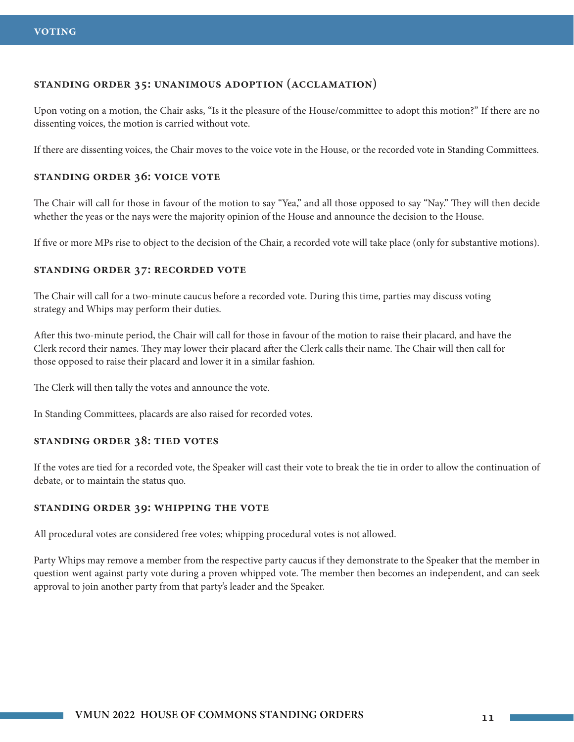### STANDING ORDER 35: UNANIMOUS ADOPTION (ACCLAMATION)

Upon voting on a motion, the Chair asks, "Is it the pleasure of the House/committee to adopt this motion?" If there are no dissenting voices, the motion is carried without vote.

If there are dissenting voices, the Chair moves to the voice vote in the House, or the recorded vote in Standing Committees.

### STANDING ORDER 36: VOICE VOTE

The Chair will call for those in favour of the motion to say "Yea," and all those opposed to say "Nay." They will then decide whether the yeas or the nays were the majority opinion of the House and announce the decision to the House.

If five or more MPs rise to object to the decision of the Chair, a recorded vote will take place (only for substantive motions).

### STANDING ORDER 37: RECORDED VOTE

The Chair will call for a two-minute caucus before a recorded vote. During this time, parties may discuss voting strategy and Whips may perform their duties.

After this two-minute period, the Chair will call for those in favour of the motion to raise their placard, and have the Clerk record their names. They may lower their placard after the Clerk calls their name. The Chair will then call for those opposed to raise their placard and lower it in a similar fashion.

The Clerk will then tally the votes and announce the vote.

In Standing Committees, placards are also raised for recorded votes.

### STANDING ORDER 38: TIED VOTES

If the votes are tied for a recorded vote, the Speaker will cast their vote to break the tie in order to allow the continuation of debate, or to maintain the status quo.

### STANDING ORDER 39: WHIPPING THE VOTE

All procedural votes are considered free votes; whipping procedural votes is not allowed.

Party Whips may remove a member from the respective party caucus if they demonstrate to the Speaker that the member in question went against party vote during a proven whipped vote. The member then becomes an independent, and can seek approval to join another party from that party's leader and the Speaker.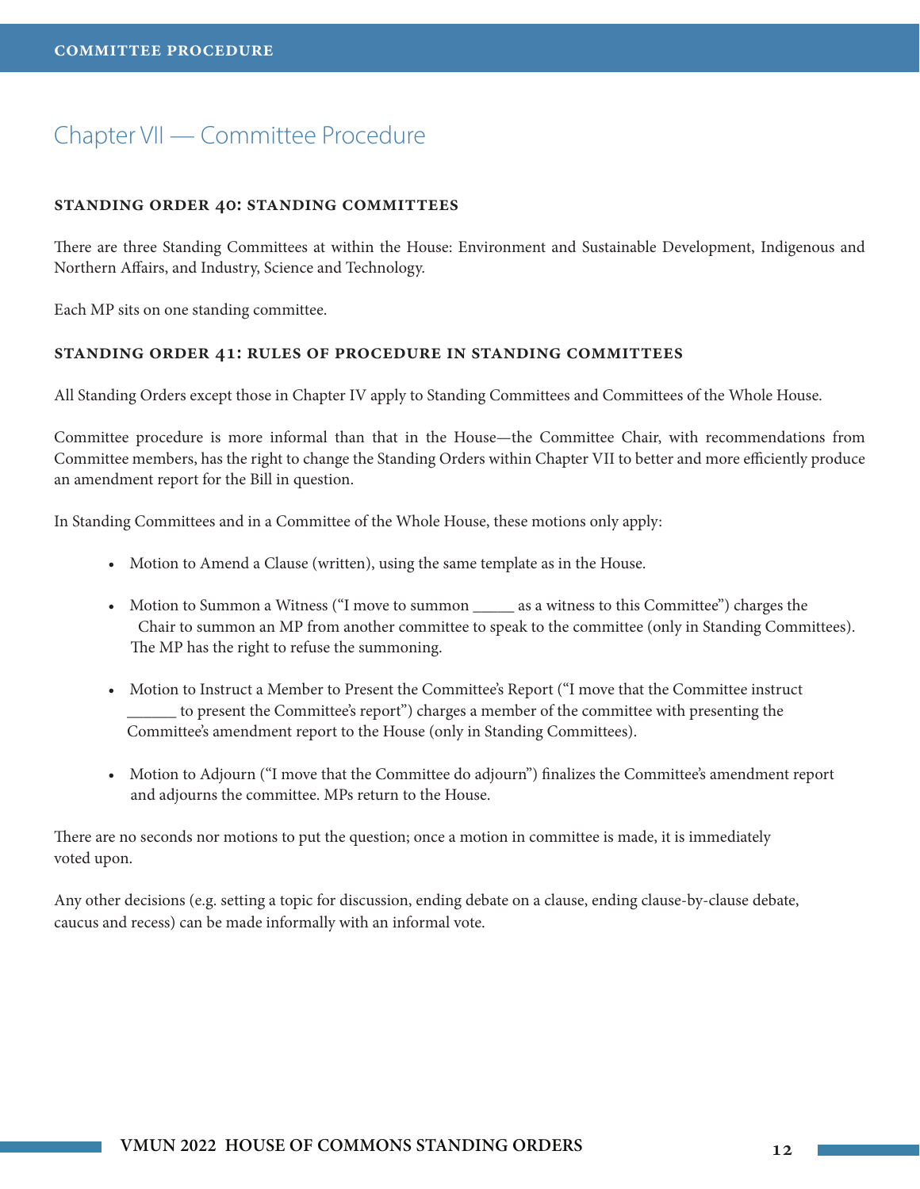# Chapter VII — Committee Procedure

## STANDING ORDER 40: STANDING COMMITTEES

There are three Standing Committees at within the House: Environment and Sustainable Development, Indigenous and Northern Affairs, and Industry, Science and Technology.

Each MP sits on one standing committee.

## STANDING ORDER 41: RULES OF PROCEDURE IN STANDING COMMITTEES

All Standing Orders except those in Chapter IV apply to Standing Committees and Committees of the Whole House.

Committee procedure is more informal than that in the House—the Committee Chair, with recommendations from Committee members, has the right to change the Standing Orders within Chapter VII to better and more efficiently produce an amendment report for the Bill in question.

In Standing Committees and in a Committee of the Whole House, these motions only apply:

- Motion to Amend a Clause (written), using the same template as in the House.
- Motion to Summon a Witness ("I move to summon _____ as a witness to this Committee") charges the Chair to summon an MP from another committee to speak to the committee (only in Standing Committees). The MP has the right to refuse the summoning.
- Motion to Instruct a Member to Present the Committee's Report ("I move that the Committee instruct ______ to present the Committee's report") charges a member of the committee with presenting the Committee's amendment report to the House (only in Standing Committees).
- Motion to Adjourn ("I move that the Committee do adjourn") finalizes the Committee's amendment report and adjourns the committee. MPs return to the House.

There are no seconds nor motions to put the question; once a motion in committee is made, it is immediately voted upon.

Any other decisions (e.g. setting a topic for discussion, ending debate on a clause, ending clause-by-clause debate, caucus and recess) can be made informally with an informal vote.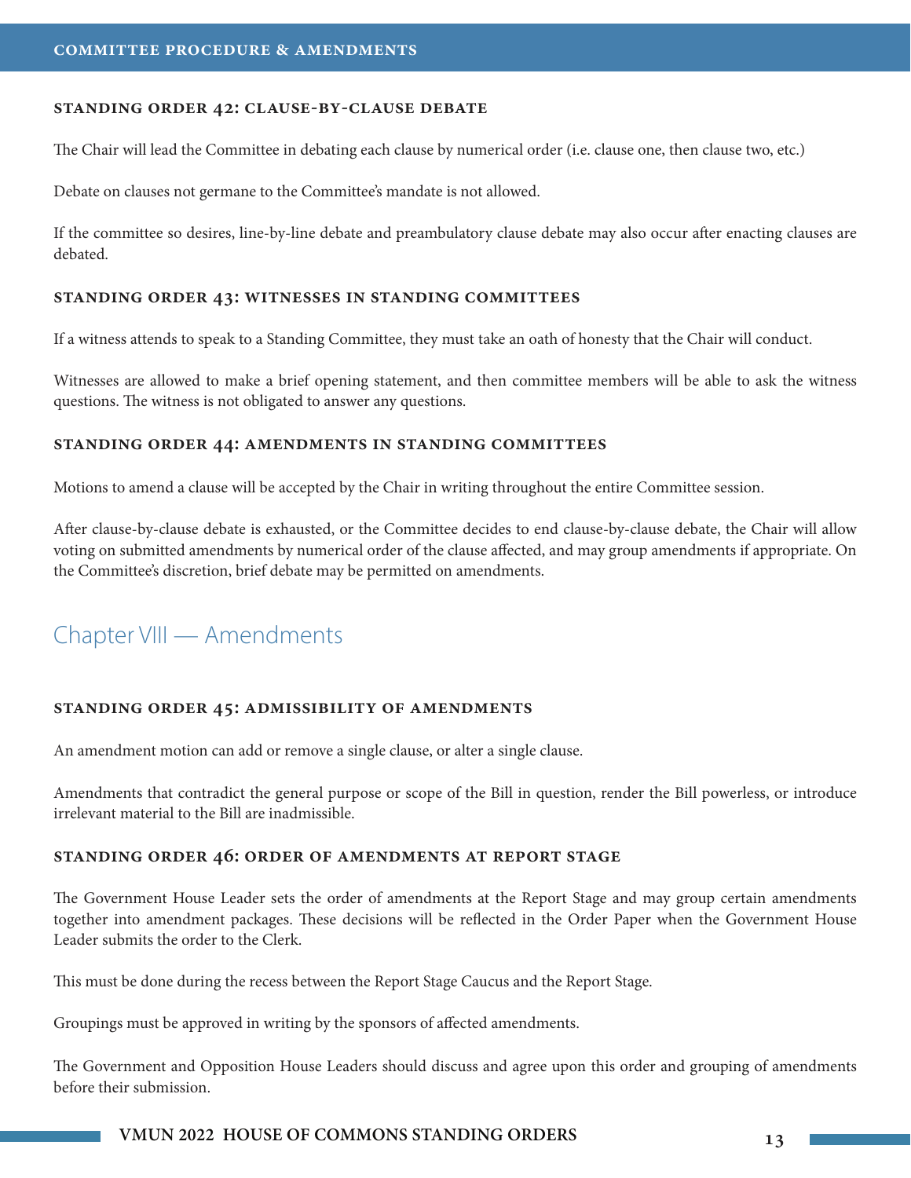### Standing Order 42: Clause-by-Clause Debate

The Chair will lead the Committee in debating each clause by numerical order (i.e. clause one, then clause two, etc.)

Debate on clauses not germane to the Committee's mandate is not allowed.

If the committee so desires, line-by-line debate and preambulatory clause debate may also occur after enacting clauses are debated.

### Standing Order 43: Witnesses in Standing Committees

If a witness attends to speak to a Standing Committee, they must take an oath of honesty that the Chair will conduct.

Witnesses are allowed to make a brief opening statement, and then committee members will be able to ask the witness questions. The witness is not obligated to answer any questions.

### Standing Order 44: Amendments in Standing Committees

Motions to amend a clause will be accepted by the Chair in writing throughout the entire Committee session.

After clause-by-clause debate is exhausted, or the Committee decides to end clause-by-clause debate, the Chair will allow voting on submitted amendments by numerical order of the clause affected, and may group amendments if appropriate. On the Committee's discretion, brief debate may be permitted on amendments.

## Chapter VIII — Amendments

### Standing Order 45: Admissibility of Amendments

An amendment motion can add or remove a single clause, or alter a single clause.

Amendments that contradict the general purpose or scope of the Bill in question, render the Bill powerless, or introduce irrelevant material to the Bill are inadmissible.

### Standing Order 46: Order of Amendments at Report Stage

The Government House Leader sets the order of amendments at the Report Stage and may group certain amendments together into amendment packages. These decisions will be reflected in the Order Paper when the Government House Leader submits the order to the Clerk.

This must be done during the recess between the Report Stage Caucus and the Report Stage.

Groupings must be approved in writing by the sponsors of affected amendments.

The Government and Opposition House Leaders should discuss and agree upon this order and grouping of amendments before their submission.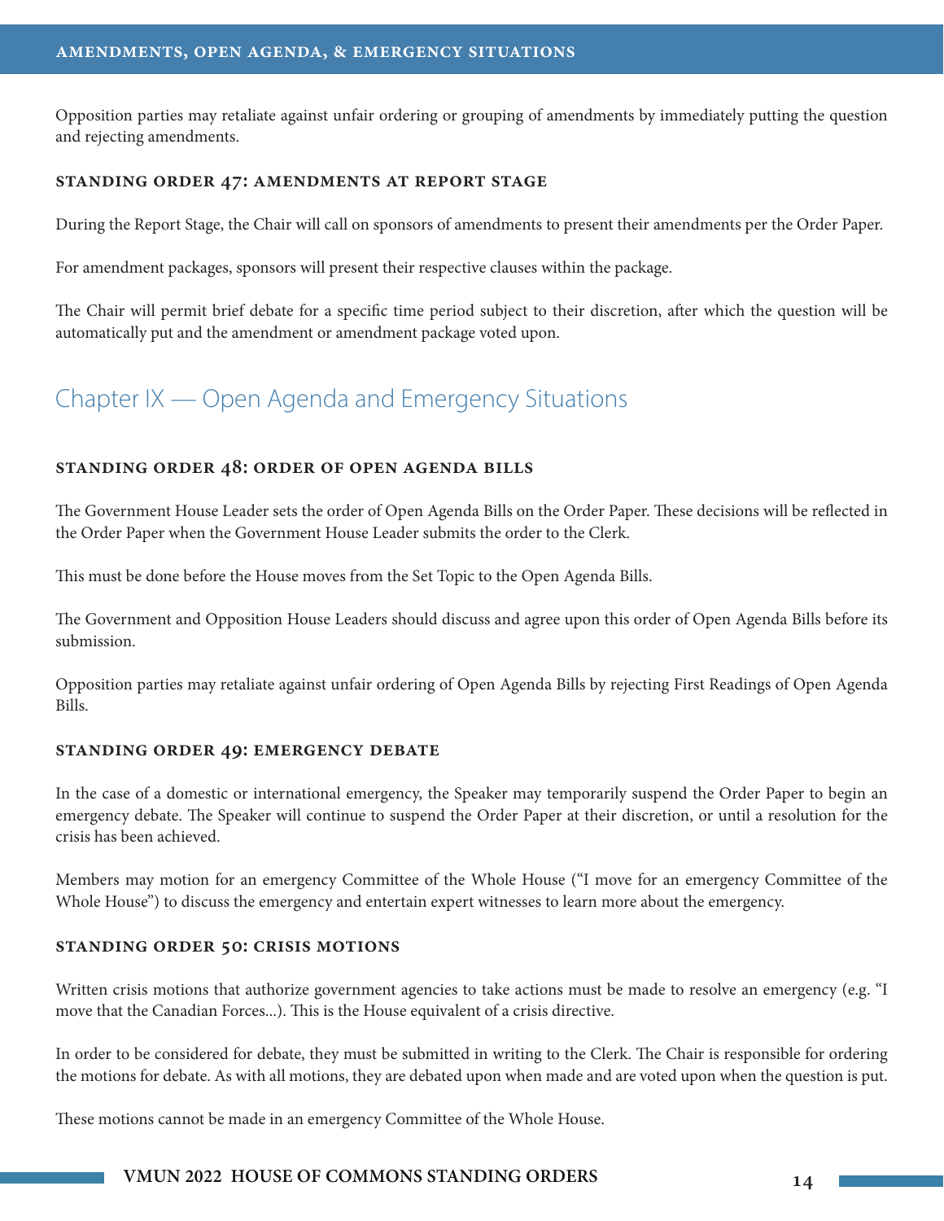Opposition parties may retaliate against unfair ordering or grouping of amendments by immediately putting the question and rejecting amendments.

### Standing Order 47: Amendments at Report Stage

During the Report Stage, the Chair will call on sponsors of amendments to present their amendments per the Order Paper.

For amendment packages, sponsors will present their respective clauses within the package.

The Chair will permit brief debate for a specific time period subject to their discretion, after which the question will be automatically put and the amendment or amendment package voted upon.

## Chapter IX — Open Agenda and Emergency Situations

### Standing Order 48: Order of Open Agenda Bills

The Government House Leader sets the order of Open Agenda Bills on the Order Paper. These decisions will be reflected in the Order Paper when the Government House Leader submits the order to the Clerk.

This must be done before the House moves from the Set Topic to the Open Agenda Bills.

The Government and Opposition House Leaders should discuss and agree upon this order of Open Agenda Bills before its submission.

Opposition parties may retaliate against unfair ordering of Open Agenda Bills by rejecting First Readings of Open Agenda Bills.

### Standing Order 49: Emergency Debate

In the case of a domestic or international emergency, the Speaker may temporarily suspend the Order Paper to begin an emergency debate. The Speaker will continue to suspend the Order Paper at their discretion, or until a resolution for the crisis has been achieved.

Members may motion for an emergency Committee of the Whole House ("I move for an emergency Committee of the Whole House") to discuss the emergency and entertain expert witnesses to learn more about the emergency.

### Standing Order 50: Crisis Motions

Written crisis motions that authorize government agencies to take actions must be made to resolve an emergency (e.g. "I move that the Canadian Forces…). This is the House equivalent of a crisis directive.

In order to be considered for debate, they must be submitted in writing to the Clerk. The Chair is responsible for ordering the motions for debate. As with all motions, they are debated upon when made and are voted upon when the question is put.

These motions cannot be made in an emergency Committee of the Whole House.